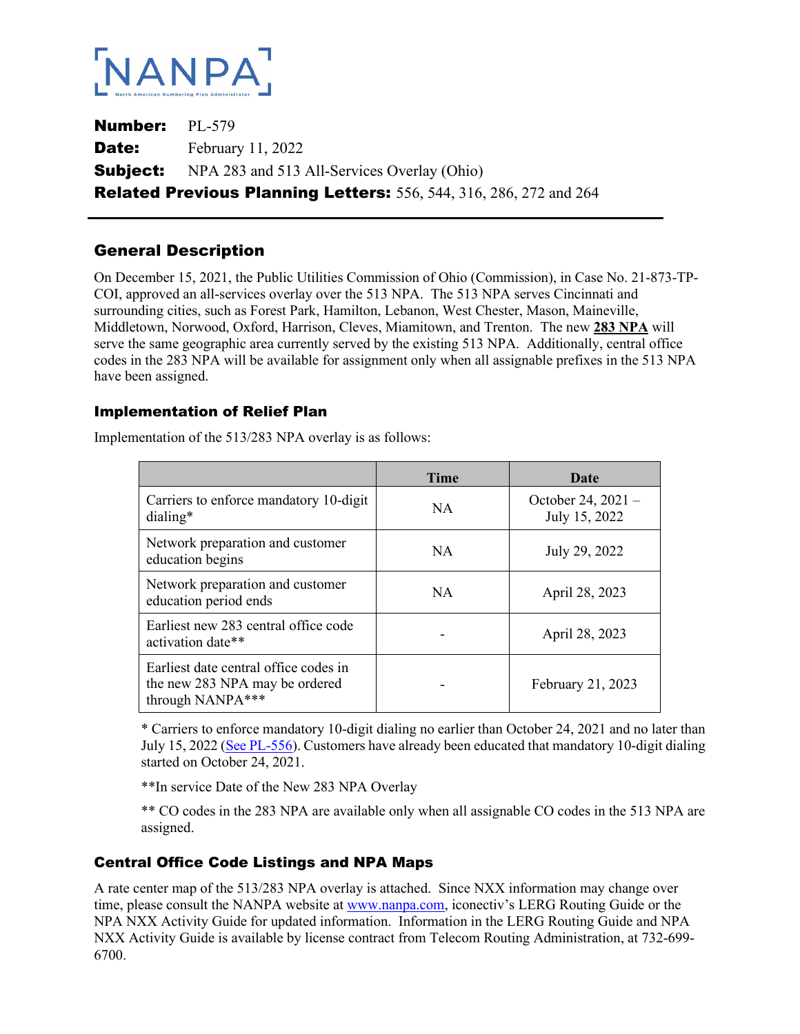NANPA

North American Numbering Plan Administrator

**Number:** PL-579
**Date:** February 11, 2022
**Subject:** NPA 283 and 513 All-Services Overlay (Ohio)
**Related Previous Planning Letters:** 556, 544, 316, 286, 272 and 264

## General Description

On December 15, 2021, the Public Utilities Commission of Ohio (Commission), in Case No. 21-873-TP-COI, approved an all-services overlay over the 513 NPA. The 513 NPA serves Cincinnati and surrounding cities, such as Forest Park, Hamilton, Lebanon, West Chester, Mason, Maineville, Middletown, Norwood, Oxford, Harrison, Cleves, Miamitown, and Trenton. The new **283 NPA** will serve the same geographic area currently served by the existing 513 NPA. Additionally, central office codes in the 283 NPA will be available for assignment only when all assignable prefixes in the 513 NPA have been assigned.

### Implementation of Relief Plan

Implementation of the 513/283 NPA overlay is as follows:

| | Time | Date |
|---|---|---|
| Carriers to enforce mandatory 10-digit dialing* | NA | October 24, 2021 – July 15, 2022 |
| Network preparation and customer education begins | NA | July 29, 2022 |
| Network preparation and customer education period ends | NA | April 28, 2023 |
| Earliest new 283 central office code activation date** | - | April 28, 2023 |
| Earliest date central office codes in the new 283 NPA may be ordered through NANPA*** | - | February 21, 2023 |

* Carriers to enforce mandatory 10-digit dialing no earlier than October 24, 2021 and no later than July 15, 2022 (See PL-556). Customers have already been educated that mandatory 10-digit dialing started on October 24, 2021.

**In service Date of the New 283 NPA Overlay

** CO codes in the 283 NPA are available only when all assignable CO codes in the 513 NPA are assigned.

## Central Office Code Listings and NPA Maps

A rate center map of the 513/283 NPA overlay is attached. Since NXX information may change over time, please consult the NANPA website at www.nanpa.com, iconectiv's LERG Routing Guide or the NPA NXX Activity Guide for updated information. Information in the LERG Routing Guide and NPA NXX Activity Guide is available by license contract from Telecom Routing Administration, at 732-699-6700.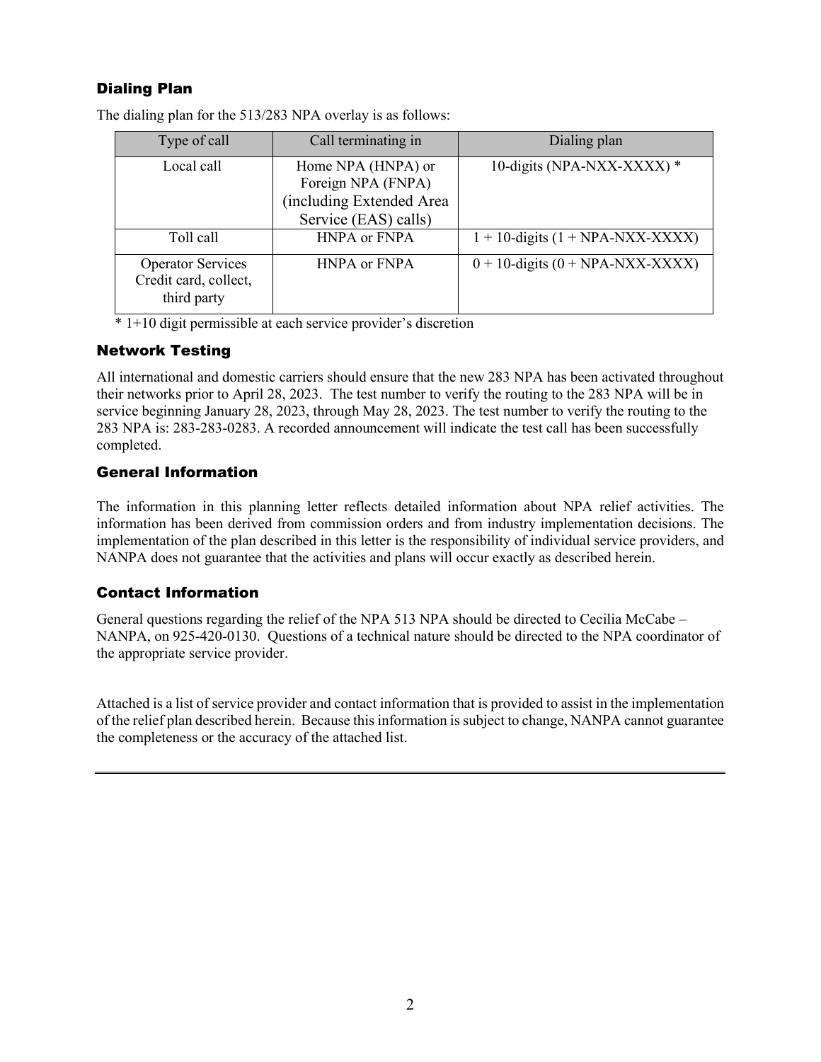## Dialing Plan

The dialing plan for the 513/283 NPA overlay is as follows:

| Type of call | Call terminating in | Dialing plan |
| --- | --- | --- |
| Local call | Home NPA (HNPA) or Foreign NPA (FNPA) (including Extended Area Service (EAS) calls) | 10-digits (NPA-NXX-XXXX) * |
| Toll call | HNPA or FNPA | 1 + 10-digits (1 + NPA-NXX-XXXX) |
| Operator Services Credit card, collect, third party | HNPA or FNPA | 0 + 10-digits (0 + NPA-NXX-XXXX) |

* 1+10 digit permissible at each service provider's discretion

## Network Testing

All international and domestic carriers should ensure that the new 283 NPA has been activated throughout their networks prior to April 28, 2023. The test number to verify the routing to the 283 NPA will be in service beginning January 28, 2023, through May 28, 2023. The test number to verify the routing to the 283 NPA is: 283-283-0283. A recorded announcement will indicate the test call has been successfully completed.

## General Information

The information in this planning letter reflects detailed information about NPA relief activities. The information has been derived from commission orders and from industry implementation decisions. The implementation of the plan described in this letter is the responsibility of individual service providers, and NANPA does not guarantee that the activities and plans will occur exactly as described herein.

## Contact Information

General questions regarding the relief of the NPA 513 NPA should be directed to Cecilia McCabe – NANPA, on 925-420-0130. Questions of a technical nature should be directed to the NPA coordinator of the appropriate service provider.

Attached is a list of service provider and contact information that is provided to assist in the implementation of the relief plan described herein. Because this information is subject to change, NANPA cannot guarantee the completeness or the accuracy of the attached list.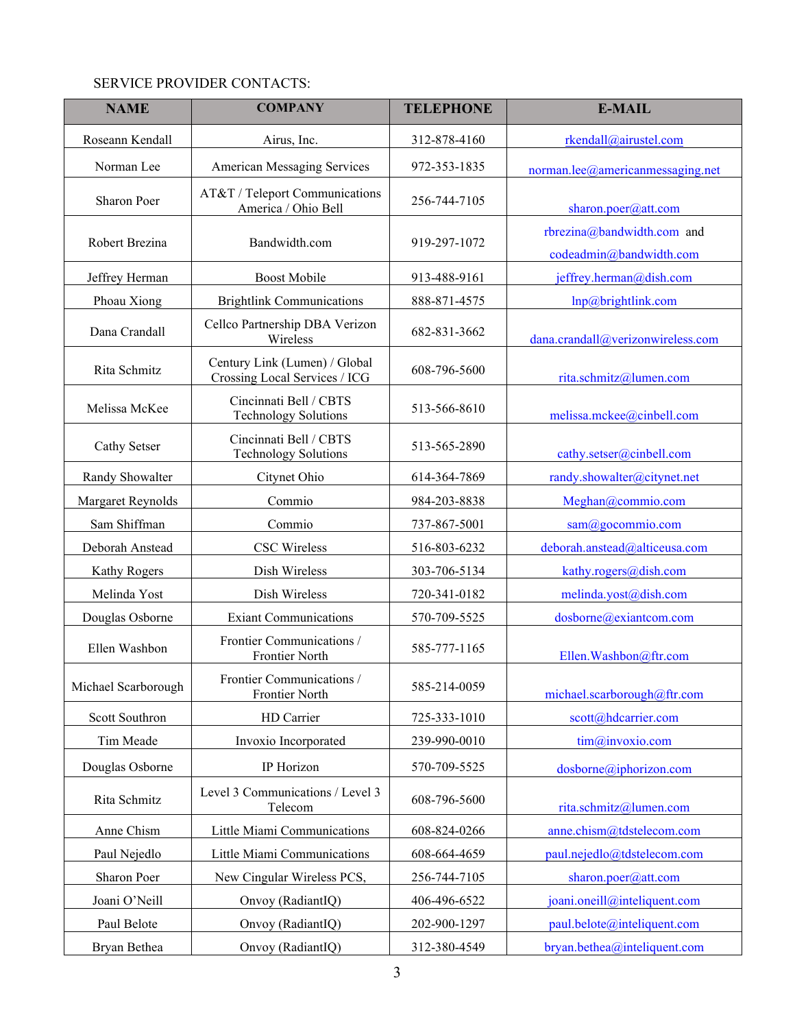SERVICE PROVIDER CONTACTS:

| NAME | COMPANY | TELEPHONE | E-MAIL |
|---|---|---|---|
| Roseann Kendall | Airus, Inc. | 312-878-4160 | rkendall@airustel.com |
| Norman Lee | American Messaging Services | 972-353-1835 | norman.lee@americanmessaging.net |
| Sharon Poer | AT&T / Teleport Communications America / Ohio Bell | 256-744-7105 | sharon.poer@att.com |
| Robert Brezina | Bandwidth.com | 919-297-1072 | rbrezina@bandwidth.com and codeadmin@bandwidth.com |
| Jeffrey Herman | Boost Mobile | 913-488-9161 | jeffrey.herman@dish.com |
| Phoau Xiong | Brightlink Communications | 888-871-4575 | lnp@brightlink.com |
| Dana Crandall | Cellco Partnership DBA Verizon Wireless | 682-831-3662 | dana.crandall@verizonwireless.com |
| Rita Schmitz | Century Link (Lumen) / Global Crossing Local Services / ICG | 608-796-5600 | rita.schmitz@lumen.com |
| Melissa McKee | Cincinnati Bell / CBTS Technology Solutions | 513-566-8610 | melissa.mckee@cinbell.com |
| Cathy Setser | Cincinnati Bell / CBTS Technology Solutions | 513-565-2890 | cathy.setser@cinbell.com |
| Randy Showalter | Citynet Ohio | 614-364-7869 | randy.showalter@citynet.net |
| Margaret Reynolds | Commio | 984-203-8838 | Meghan@commio.com |
| Sam Shiffman | Commio | 737-867-5001 | sam@gocommio.com |
| Deborah Anstead | CSC Wireless | 516-803-6232 | deborah.anstead@alticeusa.com |
| Kathy Rogers | Dish Wireless | 303-706-5134 | kathy.rogers@dish.com |
| Melinda Yost | Dish Wireless | 720-341-0182 | melinda.yost@dish.com |
| Douglas Osborne | Exiant Communications | 570-709-5525 | dosborne@exiantcom.com |
| Ellen Washbon | Frontier Communications / Frontier North | 585-777-1165 | Ellen.Washbon@ftr.com |
| Michael Scarborough | Frontier Communications / Frontier North | 585-214-0059 | michael.scarborough@ftr.com |
| Scott Southron | HD Carrier | 725-333-1010 | scott@hdcarrier.com |
| Tim Meade | Invoxio Incorporated | 239-990-0010 | tim@invoxio.com |
| Douglas Osborne | IP Horizon | 570-709-5525 | dosborne@iphorizon.com |
| Rita Schmitz | Level 3 Communications / Level 3 Telecom | 608-796-5600 | rita.schmitz@lumen.com |
| Anne Chism | Little Miami Communications | 608-824-0266 | anne.chism@tdstelecom.com |
| Paul Nejedlo | Little Miami Communications | 608-664-4659 | paul.nejedlo@tdstelecom.com |
| Sharon Poer | New Cingular Wireless PCS, | 256-744-7105 | sharon.poer@att.com |
| Joani O'Neill | Onvoy (RadiantIQ) | 406-496-6522 | joani.oneill@inteliquent.com |
| Paul Belote | Onvoy (RadiantIQ) | 202-900-1297 | paul.belote@inteliquent.com |
| Bryan Bethea | Onvoy (RadiantIQ) | 312-380-4549 | bryan.bethea@inteliquent.com |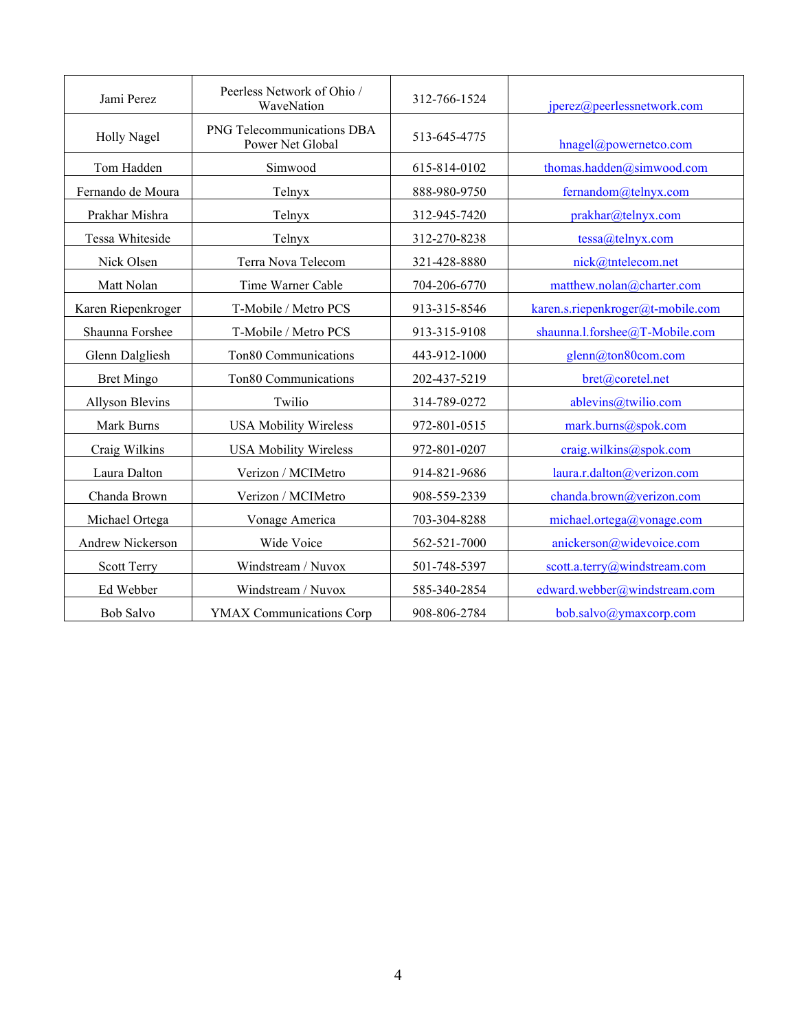| | | | |
|---|---|---|---|
| Jami Perez | Peerless Network of Ohio / WaveNation | 312-766-1524 | jperez@peerlessnetwork.com |
| Holly Nagel | PNG Telecommunications DBA Power Net Global | 513-645-4775 | hnagel@powernetco.com |
| Tom Hadden | Simwood | 615-814-0102 | thomas.hadden@simwood.com |
| Fernando de Moura | Telnyx | 888-980-9750 | fernandom@telnyx.com |
| Prakhar Mishra | Telnyx | 312-945-7420 | prakhar@telnyx.com |
| Tessa Whiteside | Telnyx | 312-270-8238 | tessa@telnyx.com |
| Nick Olsen | Terra Nova Telecom | 321-428-8880 | nick@tntelecom.net |
| Matt Nolan | Time Warner Cable | 704-206-6770 | matthew.nolan@charter.com |
| Karen Riepenkroger | T-Mobile / Metro PCS | 913-315-8546 | karen.s.riepenkroger@t-mobile.com |
| Shaunna Forshee | T-Mobile / Metro PCS | 913-315-9108 | shaunna.l.forshee@T-Mobile.com |
| Glenn Dalgliesh | Ton80 Communications | 443-912-1000 | glenn@ton80com.com |
| Bret Mingo | Ton80 Communications | 202-437-5219 | bret@coretel.net |
| Allyson Blevins | Twilio | 314-789-0272 | ablevins@twilio.com |
| Mark Burns | USA Mobility Wireless | 972-801-0515 | mark.burns@spok.com |
| Craig Wilkins | USA Mobility Wireless | 972-801-0207 | craig.wilkins@spok.com |
| Laura Dalton | Verizon / MCIMetro | 914-821-9686 | laura.r.dalton@verizon.com |
| Chanda Brown | Verizon / MCIMetro | 908-559-2339 | chanda.brown@verizon.com |
| Michael Ortega | Vonage America | 703-304-8288 | michael.ortega@vonage.com |
| Andrew Nickerson | Wide Voice | 562-521-7000 | anickerson@widevoice.com |
| Scott Terry | Windstream / Nuvox | 501-748-5397 | scott.a.terry@windstream.com |
| Ed Webber | Windstream / Nuvox | 585-340-2854 | edward.webber@windstream.com |
| Bob Salvo | YMAX Communications Corp | 908-806-2784 | bob.salvo@ymaxcorp.com |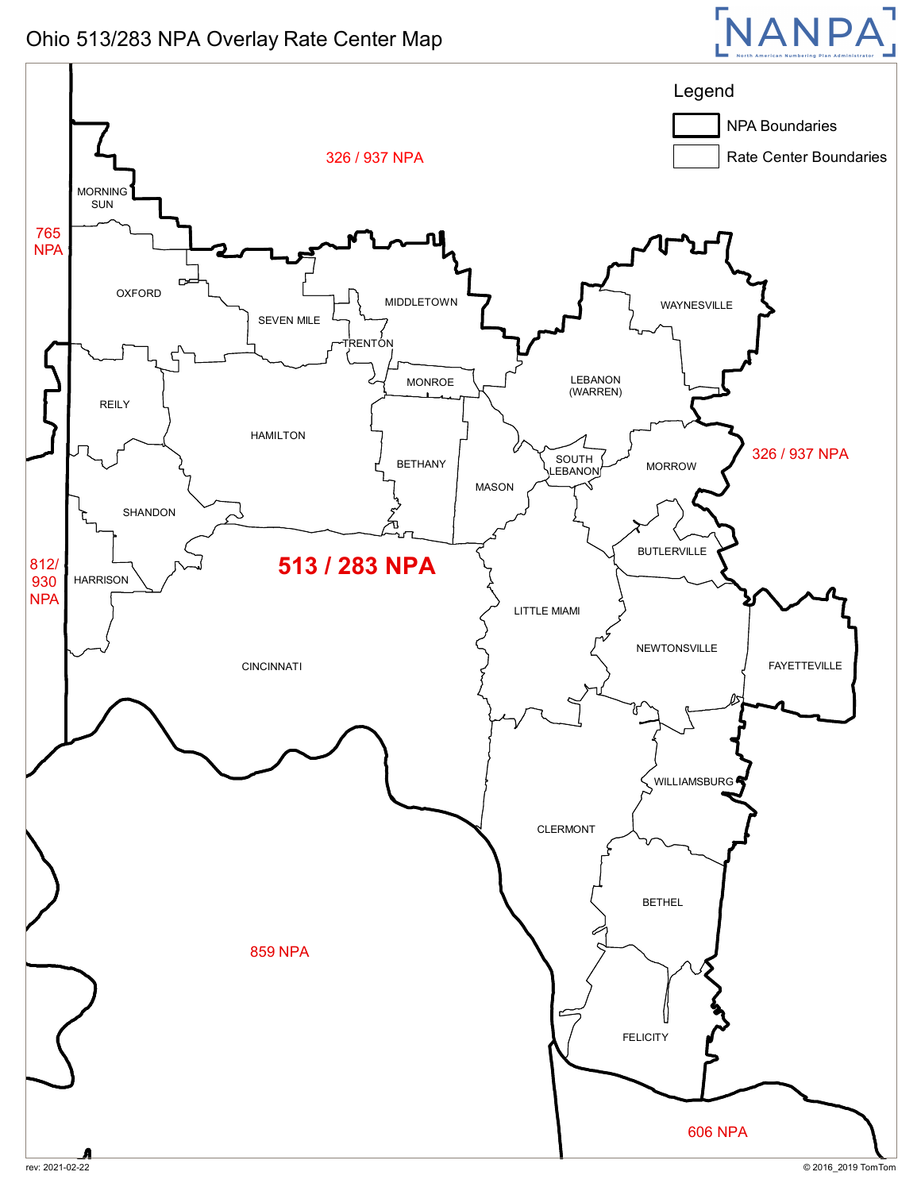# Ohio 513/283 NPA Overlay Rate Center Map

NANPA
North American Numbering Plan Administrator

Legend

NPA Boundaries

Rate Center Boundaries

326 / 937 NPA

765 NPA

MORNING SUN

OXFORD

SEVEN MILE

MIDDLETOWN

TRENTON

WAYNESVILLE

REILY

MONROE

LEBANON (WARREN)

HAMILTON

BETHANY

SOUTH LEBANON

MORROW

326 / 937 NPA

MASON

SHANDON

BUTLERVILLE

812/ 930 NPA

HARRISON

513 / 283 NPA

LITTLE MIAMI

NEWTONSVILLE

FAYETTEVILLE

CINCINNATI

WILLIAMSBURG

CLERMONT

BETHEL

859 NPA

FELICITY

606 NPA

rev: 2021-02-22

© 2016_2019 TomTom